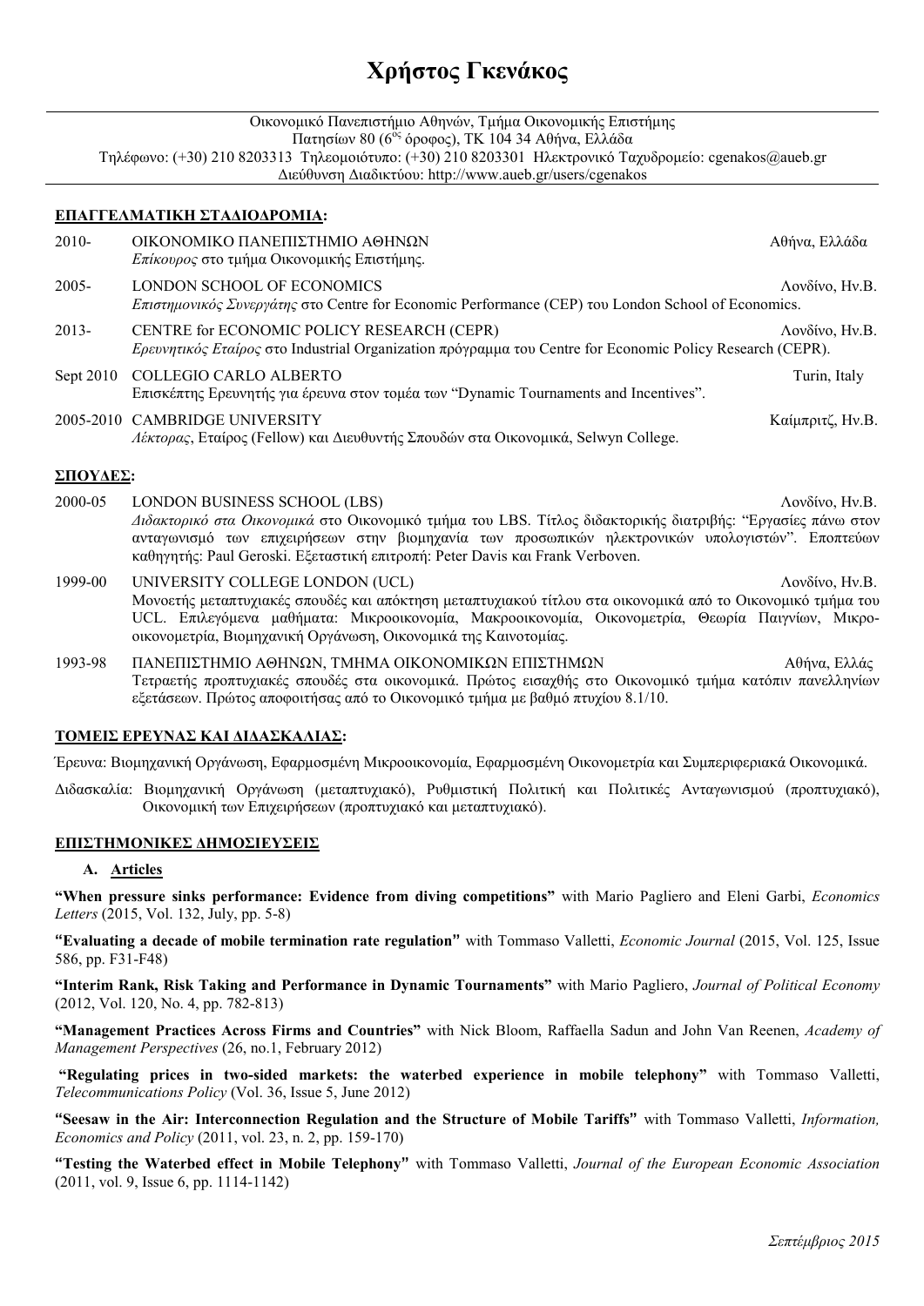# Χρήστος Γκενάκος

Οικονομικό Πανεπιστήμιο Αθηνών, Τμήμα Οικονομικής Επιστήμης
Πατησίων 80 (6ος όροφος), ΤΚ 104 34 Αθήνα, Ελλάδα
Τηλέφωνο: (+30) 210 8203313 Τηλεομοιότυπο: (+30) 210 8203301 Ηλεκτρονικό Ταχυδρομείο: cgenakos@aueb.gr
Διεύθυνση Διαδικτύου: http://www.aueb.gr/users/cgenakos

## ΕΠΑΓΓΕΛΜΑΤΙΚΗ ΣΤΑΔΙΟΔΡΟΜΙΑ:

**2010-** ΟΙΚΟΝΟΜΙΚΟ ΠΑΝΕΠΙΣΤΗΜΙΟ ΑΘΗΝΩΝ — Αθήνα, Ελλάδα
*Επίκουρος* στο τμήμα Οικονομικής Επιστήμης.

**2005-** LONDON SCHOOL OF ECONOMICS — Λονδίνο, Ην.Β.
*Επιστημονικός Συνεργάτης* στο Centre for Economic Performance (CEP) του London School of Economics.

**2013-** CENTRE for ECONOMIC POLICY RESEARCH (CEPR) — Λονδίνο, Ην.Β.
*Ερευνητικός Εταίρος* στο Industrial Organization πρόγραμμα του Centre for Economic Policy Research (CEPR).

**Sept 2010** COLLEGIO CARLO ALBERTO — Turin, Italy
Επισκέπτης Ερευνητής για έρευνα στον τομέα των "Dynamic Tournaments and Incentives".

**2005-2010** CAMBRIDGE UNIVERSITY — Καίμπριτζ, Ην.Β.
*Λέκτορας*, Εταίρος (Fellow) και Διευθυντής Σπουδών στα Οικονομικά, Selwyn College.

## ΣΠΟΥΔΕΣ:

**2000-05** LONDON BUSINESS SCHOOL (LBS) — Λονδίνο, Ην.Β.
*Διδακτορικό στα Οικονομικά* στο Οικονομικό τμήμα του LBS. Τίτλος διδακτορικής διατριβής: "Εργασίες πάνω στον ανταγωνισμό των επιχειρήσεων στην βιομηχανία των προσωπικών ηλεκτρονικών υπολογιστών". Εποπτεύων καθηγητής: Paul Geroski. Εξεταστική επιτροπή: Peter Davis και Frank Verboven.

**1999-00** UNIVERSITY COLLEGE LONDON (UCL) — Λονδίνο, Ην.Β.
Μονοετής μεταπτυχιακές σπουδές και απόκτηση μεταπτυχιακού τίτλου στα οικονομικά από το Οικονομικό τμήμα του UCL. Επιλεγόμενα μαθήματα: Μικροοικονομία, Μακροοικονομία, Οικονομετρία, Θεωρία Παιγνίων, Μικρο-οικονομετρία, Βιομηχανική Οργάνωση, Οικονομικά της Καινοτομίας.

**1993-98** ΠΑΝΕΠΙΣΤΗΜΙΟ ΑΘΗΝΩΝ, ΤΜΗΜΑ ΟΙΚΟΝΟΜΙΚΩΝ ΕΠΙΣΤΗΜΩΝ — Αθήνα, Ελλάς
Τετραετής προπτυχιακές σπουδές στα οικονομικά. Πρώτος εισαχθής στο Οικονομικό τμήμα κατόπιν πανελληνίων εξετάσεων. Πρώτος αποφοιτήσας από το Οικονομικό τμήμα με βαθμό πτυχίου 8.1/10.

## ΤΟΜΕΙΣ ΕΡΕΥΝΑΣ ΚΑΙ ΔΙΔΑΣΚΑΛΙΑΣ:

Έρευνα: Βιομηχανική Οργάνωση, Εφαρμοσμένη Μικροοικονομία, Εφαρμοσμένη Οικονομετρία και Συμπεριφεριακά Οικονομικά.

Διδασκαλία: Βιομηχανική Οργάνωση (μεταπτυχιακό), Ρυθμιστική Πολιτική και Πολιτικές Ανταγωνισμού (προπτυχιακό), Οικονομική των Επιχειρήσεων (προπτυχιακό και μεταπτυχιακό).

## ΕΠΙΣΤΗΜΟΝΙΚΕΣ ΔΗΜΟΣΙΕΥΣΕΙΣ

### A. Articles

**"When pressure sinks performance: Evidence from diving competitions"** with Mario Pagliero and Eleni Garbi, *Economics Letters* (2015, Vol. 132, July, pp. 5-8)

**"Evaluating a decade of mobile termination rate regulation"** with Tommaso Valletti, *Economic Journal* (2015, Vol. 125, Issue 586, pp. F31-F48)

**"Interim Rank, Risk Taking and Performance in Dynamic Tournaments"** with Mario Pagliero, *Journal of Political Economy* (2012, Vol. 120, No. 4, pp. 782-813)

**"Management Practices Across Firms and Countries"** with Nick Bloom, Raffaella Sadun and John Van Reenen, *Academy of Management Perspectives* (26, no.1, February 2012)

**"Regulating prices in two-sided markets: the waterbed experience in mobile telephony"** with Tommaso Valletti, *Telecommunications Policy* (Vol. 36, Issue 5, June 2012)

**"Seesaw in the Air: Interconnection Regulation and the Structure of Mobile Tariffs"** with Tommaso Valletti, *Information, Economics and Policy* (2011, vol. 23, n. 2, pp. 159-170)

**"Testing the Waterbed effect in Mobile Telephony"** with Tommaso Valletti, *Journal of the European Economic Association* (2011, vol. 9, Issue 6, pp. 1114-1142)

*Σεπτέμβριος 2015*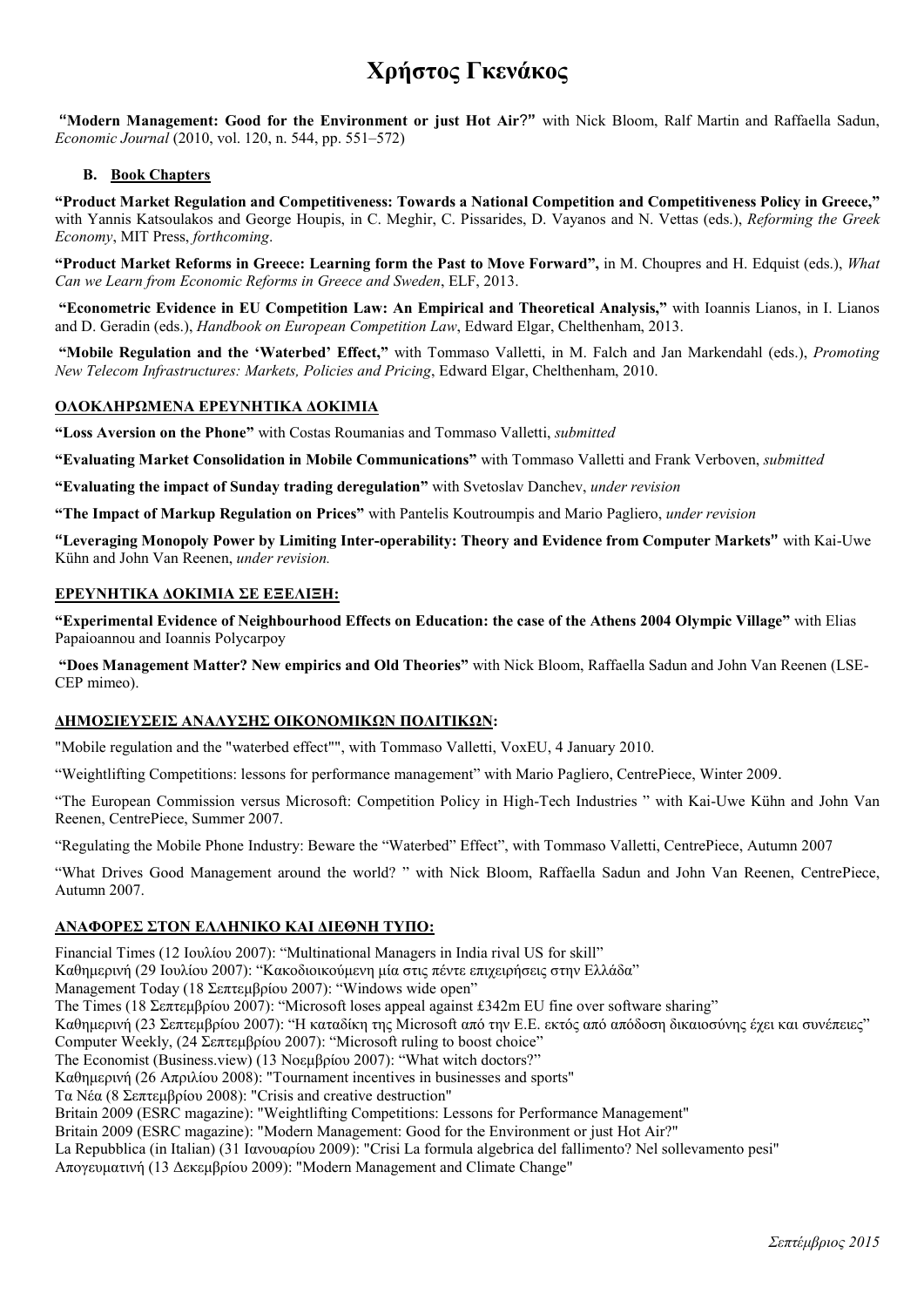**"Modern Management: Good for the Environment or just Hot Air?"** with Nick Bloom, Ralf Martin and Raffaella Sadun, *Economic Journal* (2010, vol. 120, n. 544, pp. 551–572)

### B. Book Chapters

**"Product Market Regulation and Competitiveness: Towards a National Competition and Competitiveness Policy in Greece,"** with Yannis Katsoulakos and George Houpis, in C. Meghir, C. Pissarides, D. Vayanos and N. Vettas (eds.), *Reforming the Greek Economy*, MIT Press, *forthcoming*.

**"Product Market Reforms in Greece: Learning form the Past to Move Forward",** in M. Choupres and H. Edquist (eds.), *What Can we Learn from Economic Reforms in Greece and Sweden*, ELF, 2013.

**"Econometric Evidence in EU Competition Law: An Empirical and Theoretical Analysis,"** with Ioannis Lianos, in I. Lianos and D. Geradin (eds.), *Handbook on European Competition Law*, Edward Elgar, Chelthenham, 2013.

**"Mobile Regulation and the 'Waterbed' Effect,"** with Tommaso Valletti, in M. Falch and Jan Markendahl (eds.), *Promoting New Telecom Infrastructures: Markets, Policies and Pricing*, Edward Elgar, Chelthenham, 2010.

## ΟΛΟΚΛΗΡΩΜΕΝΑ ΕΡΕΥΝΗΤΙΚΑ ΔΟΚΙΜΙΑ

**"Loss Aversion on the Phone"** with Costas Roumanias and Tommaso Valletti, *submitted*

**"Evaluating Market Consolidation in Mobile Communications"** with Tommaso Valletti and Frank Verboven, *submitted*

**"Evaluating the impact of Sunday trading deregulation"** with Svetoslav Danchev, *under revision*

**"The Impact of Markup Regulation on Prices"** with Pantelis Koutroumpis and Mario Pagliero, *under revision*

**"Leveraging Monopoly Power by Limiting Inter-operability: Theory and Evidence from Computer Markets"** with Kai-Uwe Kühn and John Van Reenen, *under revision.*

## ΕΡΕΥΝΗΤΙΚΑ ΔΟΚΙΜΙΑ ΣΕ ΕΞΕΛΙΞΗ:

**"Experimental Evidence of Neighbourhood Effects on Education: the case of the Athens 2004 Olympic Village"** with Elias Papaioannou and Ioannis Polycarpoy

**"Does Management Matter? New empirics and Old Theories"** with Nick Bloom, Raffaella Sadun and John Van Reenen (LSE-CEP mimeo).

## ΔΗΜΟΣΙΕΥΣΕΙΣ ΑΝΑΛΥΣΗΣ ΟΙΚΟΝΟΜΙΚΩΝ ΠΟΛΙΤΙΚΩΝ:

"Mobile regulation and the "waterbed effect"", with Tommaso Valletti, VoxEU, 4 January 2010.

"Weightlifting Competitions: lessons for performance management" with Mario Pagliero, CentrePiece, Winter 2009.

"The European Commission versus Microsoft: Competition Policy in High-Tech Industries " with Kai-Uwe Kühn and John Van Reenen, CentrePiece, Summer 2007.

"Regulating the Mobile Phone Industry: Beware the "Waterbed" Effect", with Tommaso Valletti, CentrePiece, Autumn 2007

"What Drives Good Management around the world? " with Nick Bloom, Raffaella Sadun and John Van Reenen, CentrePiece, Autumn 2007.

## ΑΝΑΦΟΡΕΣ ΣΤΟΝ ΕΛΛΗΝΙΚΟ ΚΑΙ ΔΙΕΘΝΗ ΤΥΠΟ:

Financial Times (12 Ιουλίου 2007): "Multinational Managers in India rival US for skill"
Καθημερινή (29 Ιουλίου 2007): "Κακοδιοικούμενη μία στις πέντε επιχειρήσεις στην Ελλάδα"
Management Today (18 Σεπτεμβρίου 2007): "Windows wide open"
The Times (18 Σεπτεμβρίου 2007): "Microsoft loses appeal against £342m EU fine over software sharing"
Καθημερινή (23 Σεπτεμβρίου 2007): "Η καταδίκη της Microsoft από την Ε.Ε. εκτός από απόδοση δικαιοσύνης έχει και συνέπειες"
Computer Weekly, (24 Σεπτεμβρίου 2007): "Microsoft ruling to boost choice"
The Economist (Business.view) (13 Νοεμβρίου 2007): "What witch doctors?"
Καθημερινή (26 Απριλίου 2008): "Tournament incentives in businesses and sports"
Τα Νέα (8 Σεπτεμβρίου 2008): "Crisis and creative destruction"
Britain 2009 (ESRC magazine): "Weightlifting Competitions: Lessons for Performance Management"
Britain 2009 (ESRC magazine): "Modern Management: Good for the Environment or just Hot Air?"
La Repubblica (in Italian) (31 Ιανουαρίου 2009): "Crisi La formula algebrica del fallimento? Nel sollevamento pesi"
Απογευματινή (13 Δεκεμβρίου 2009): "Modern Management and Climate Change"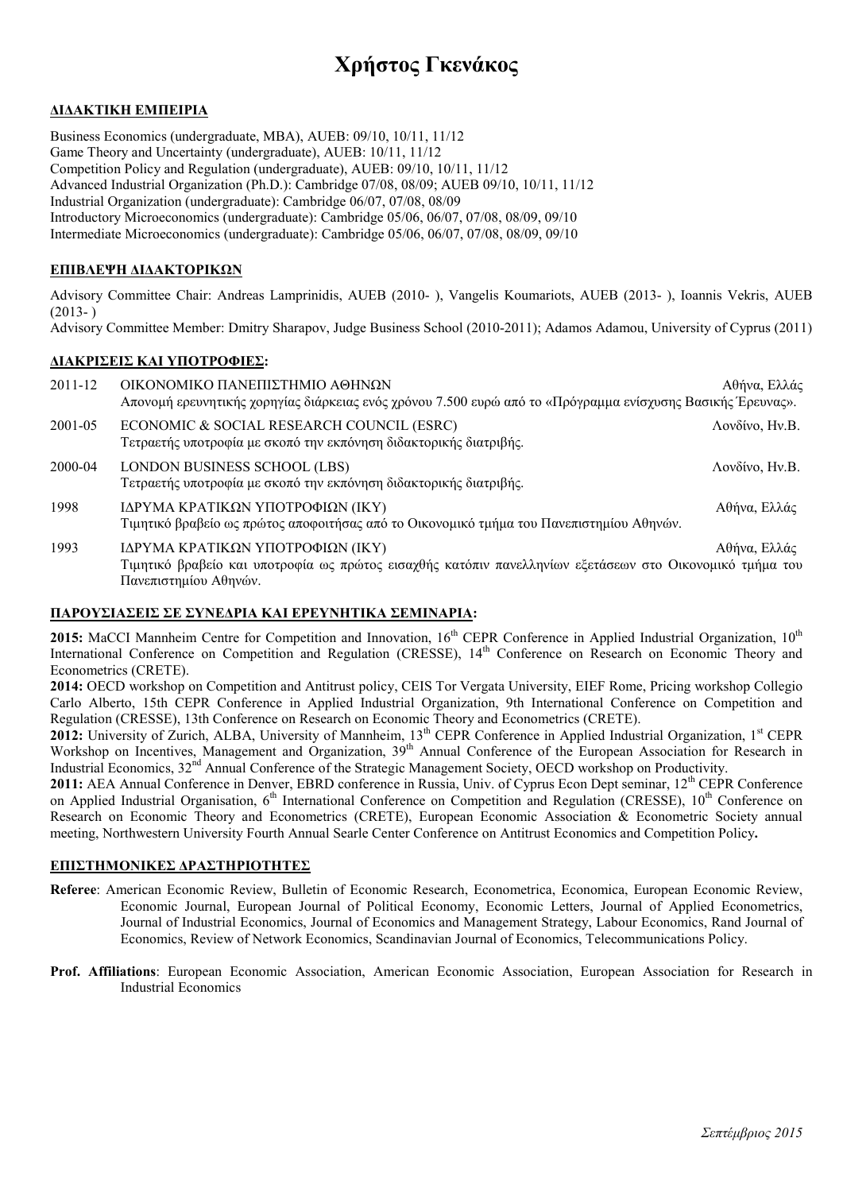# Χρήστος Γκενάκος

## ΔΙΔΑΚΤΙΚΗ ΕΜΠΕΙΡΙΑ

Business Economics (undergraduate, MBA), AUEB: 09/10, 10/11, 11/12
Game Theory and Uncertainty (undergraduate), AUEB: 10/11, 11/12
Competition Policy and Regulation (undergraduate), AUEB: 09/10, 10/11, 11/12
Advanced Industrial Organization (Ph.D.): Cambridge 07/08, 08/09; AUEB 09/10, 10/11, 11/12
Industrial Organization (undergraduate): Cambridge 06/07, 07/08, 08/09
Introductory Microeconomics (undergraduate): Cambridge 05/06, 06/07, 07/08, 08/09, 09/10
Intermediate Microeconomics (undergraduate): Cambridge 05/06, 06/07, 07/08, 08/09, 09/10

## ΕΠΙΒΛΕΨΗ ΔΙΔΑΚΤΟΡΙΚΩΝ

Advisory Committee Chair: Andreas Lamprinidis, AUEB (2010- ), Vangelis Koumariots, AUEB (2013- ), Ioannis Vekris, AUEB (2013- )
Advisory Committee Member: Dmitry Sharapov, Judge Business School (2010-2011); Adamos Adamou, University of Cyprus (2011)

## ΔΙΑΚΡΙΣΕΙΣ ΚΑΙ ΥΠΟΤΡΟΦΙΕΣ:

| | | |
|---|---|---|
| 2011-12 | ΟΙΚΟΝΟΜΙΚΟ ΠΑΝΕΠΙΣΤΗΜΙΟ ΑΘΗΝΩΝ<br>Απονομή ερευνητικής χορηγίας διάρκειας ενός χρόνου 7.500 ευρώ από το «Πρόγραμμα ενίσχυσης Βασικής Έρευνας». | Αθήνα, Ελλάς |
| 2001-05 | ECONOMIC & SOCIAL RESEARCH COUNCIL (ESRC)<br>Τετραετής υποτροφία με σκοπό την εκπόνηση διδακτορικής διατριβής. | Λονδίνο, Ην.Β. |
| 2000-04 | LONDON BUSINESS SCHOOL (LBS)<br>Τετραετής υποτροφία με σκοπό την εκπόνηση διδακτορικής διατριβής. | Λονδίνο, Ην.Β. |
| 1998 | ΙΔΡΥΜΑ ΚΡΑΤΙΚΩΝ ΥΠΟΤΡΟΦΙΩΝ (ΙΚΥ)<br>Τιμητικό βραβείο ως πρώτος αποφοιτήσας από το Οικονομικό τμήμα του Πανεπιστημίου Αθηνών. | Αθήνα, Ελλάς |
| 1993 | ΙΔΡΥΜΑ ΚΡΑΤΙΚΩΝ ΥΠΟΤΡΟΦΙΩΝ (ΙΚΥ)<br>Τιμητικό βραβείο και υποτροφία ως πρώτος εισαχθής κατόπιν πανελληνίων εξετάσεων στο Οικονομικό τμήμα του Πανεπιστημίου Αθηνών. | Αθήνα, Ελλάς |

## ΠΑΡΟΥΣΙΑΣΕΙΣ ΣΕ ΣΥΝΕΔΡΙΑ ΚΑΙ ΕΡΕΥΝΗΤΙΚΑ ΣΕΜΙΝΑΡΙΑ:

**2015:** MaCCI Mannheim Centre for Competition and Innovation, 16th CEPR Conference in Applied Industrial Organization, 10th International Conference on Competition and Regulation (CRESSE), 14th Conference on Research on Economic Theory and Econometrics (CRETE).

**2014:** OECD workshop on Competition and Antitrust policy, CEIS Tor Vergata University, EIEF Rome, Pricing workshop Collegio Carlo Alberto, 15th CEPR Conference in Applied Industrial Organization, 9th International Conference on Competition and Regulation (CRESSE), 13th Conference on Research on Economic Theory and Econometrics (CRETE).

**2012:** University of Zurich, ALBA, University of Mannheim, 13th CEPR Conference in Applied Industrial Organization, 1st CEPR Workshop on Incentives, Management and Organization, 39th Annual Conference of the European Association for Research in Industrial Economics, 32nd Annual Conference of the Strategic Management Society, OECD workshop on Productivity.

**2011:** AEA Annual Conference in Denver, EBRD conference in Russia, Univ. of Cyprus Econ Dept seminar, 12th CEPR Conference on Applied Industrial Organisation, 6th International Conference on Competition and Regulation (CRESSE), 10th Conference on Research on Economic Theory and Econometrics (CRETE), European Economic Association & Econometric Society annual meeting, Northwestern University Fourth Annual Searle Center Conference on Antitrust Economics and Competition Policy**.**

## ΕΠΙΣΤΗΜΟΝΙΚΕΣ ΔΡΑΣΤΗΡΙΟΤΗΤΕΣ

**Referee**: American Economic Review, Bulletin of Economic Research, Econometrica, Economica, European Economic Review, Economic Journal, European Journal of Political Economy, Economic Letters, Journal of Applied Econometrics, Journal of Industrial Economics, Journal of Economics and Management Strategy, Labour Economics, Rand Journal of Economics, Review of Network Economics, Scandinavian Journal of Economics, Telecommunications Policy.

**Prof. Affiliations**: European Economic Association, American Economic Association, European Association for Research in Industrial Economics

*Σεπτέμβριος 2015*